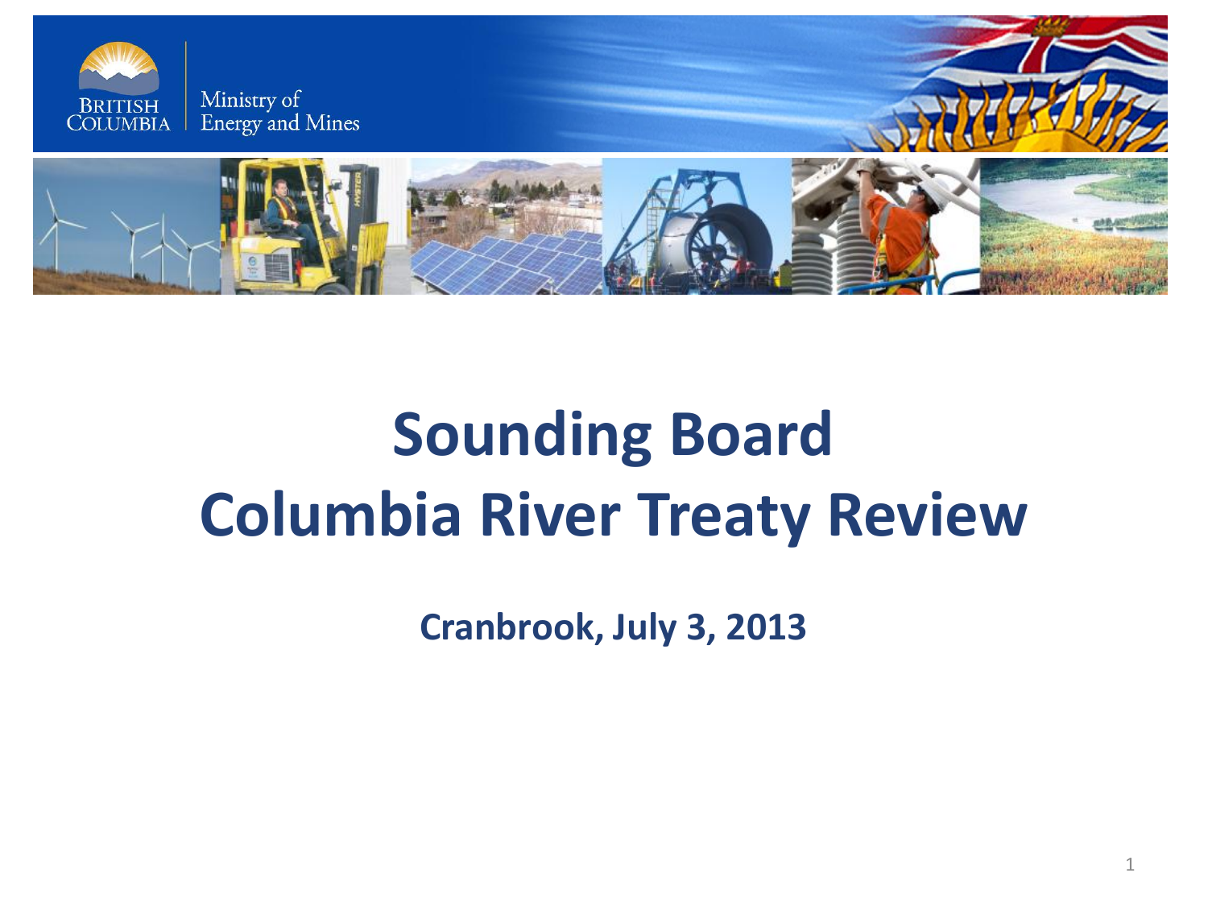British Columbia | Ministry of Energy and Mines

# Sounding Board
# Columbia River Treaty Review

**Cranbrook, July 3, 2013**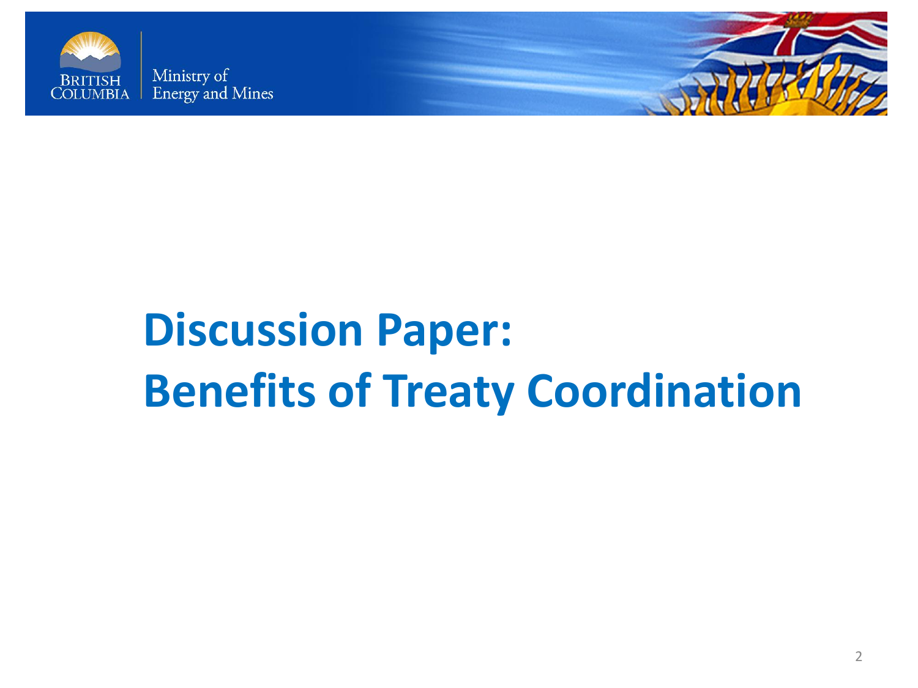British Columbia | Ministry of Energy and Mines

# Discussion Paper: Benefits of Treaty Coordination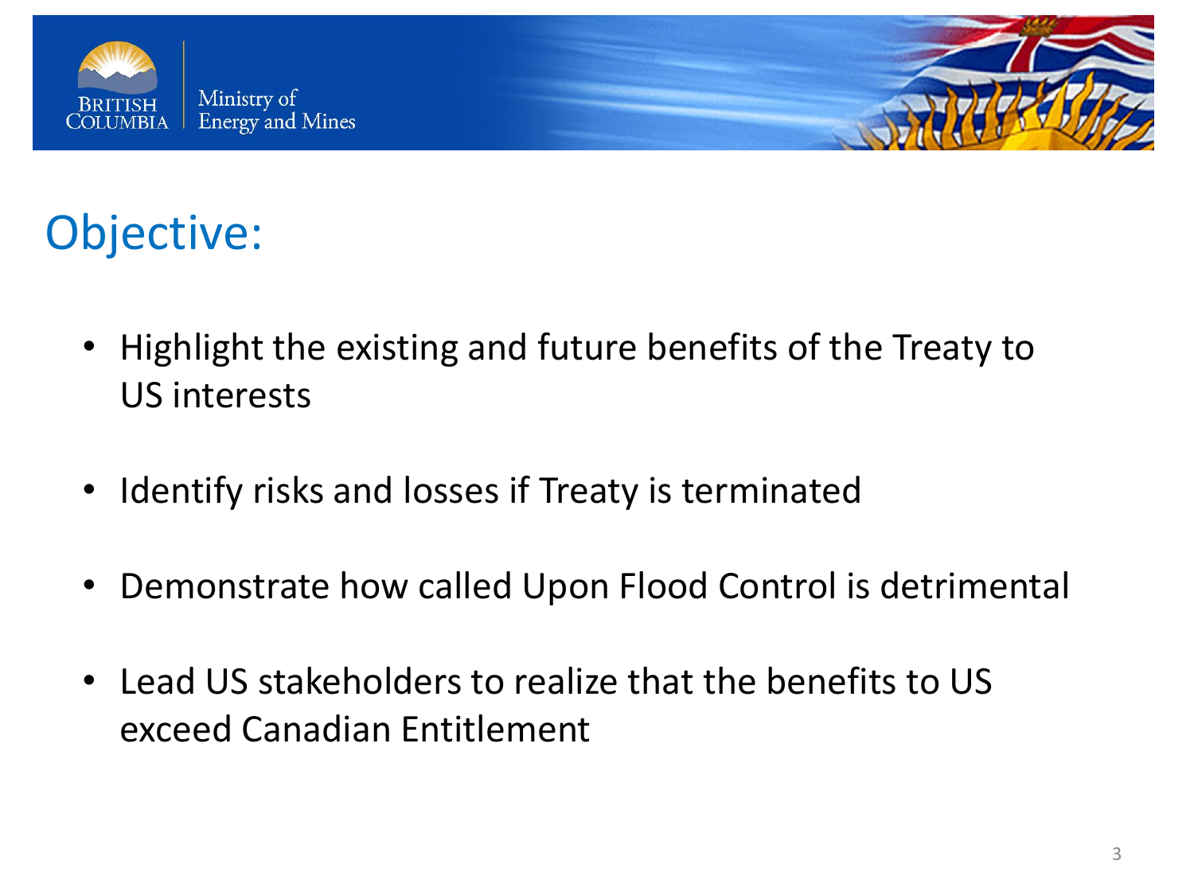# Objective:

- Highlight the existing and future benefits of the Treaty to US interests
- Identify risks and losses if Treaty is terminated
- Demonstrate how called Upon Flood Control is detrimental
- Lead US stakeholders to realize that the benefits to US exceed Canadian Entitlement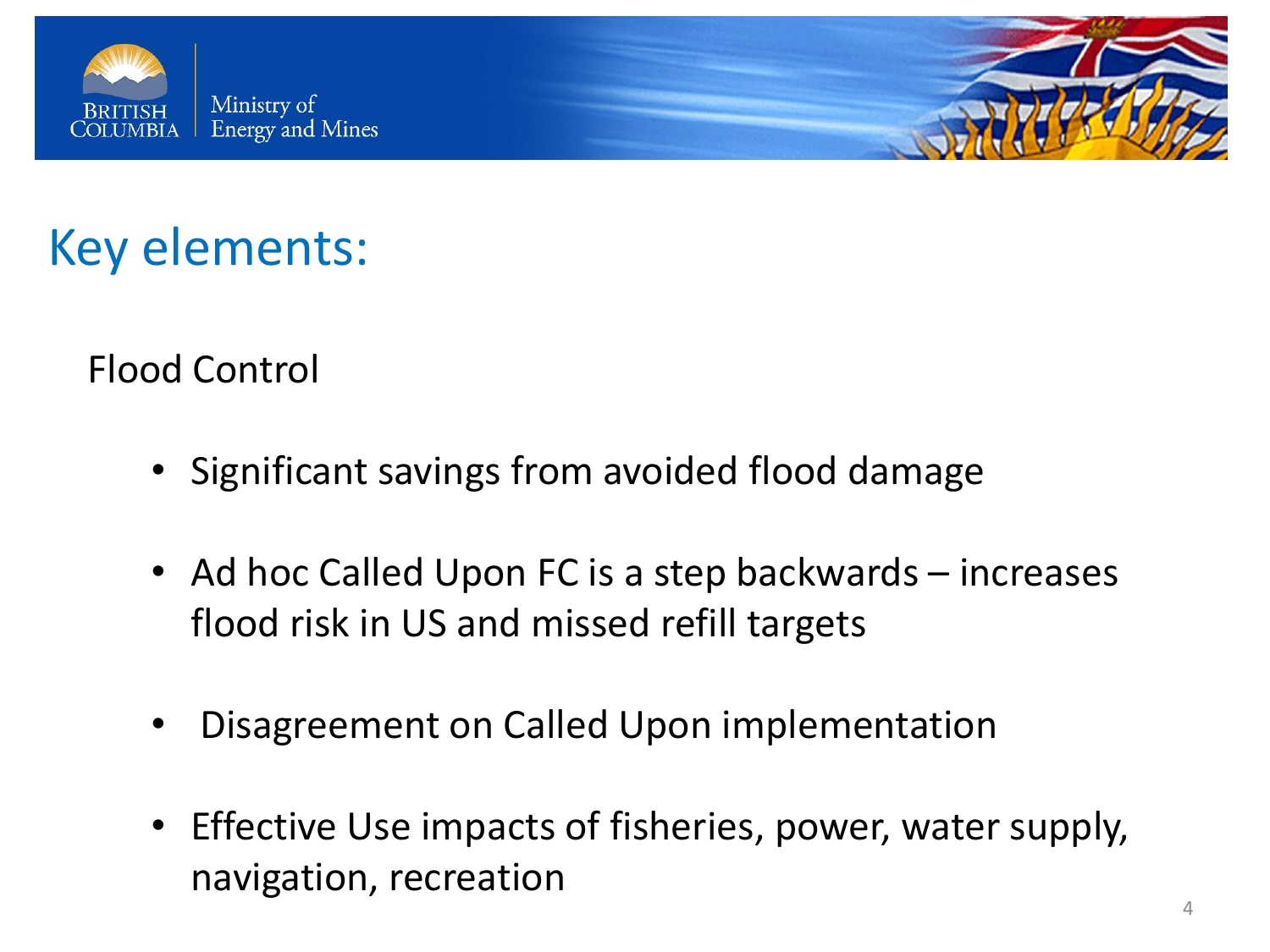# Key elements:

## Flood Control

- Significant savings from avoided flood damage
- Ad hoc Called Upon FC is a step backwards – increases flood risk in US and missed refill targets
- Disagreement on Called Upon implementation
- Effective Use impacts of fisheries, power, water supply, navigation, recreation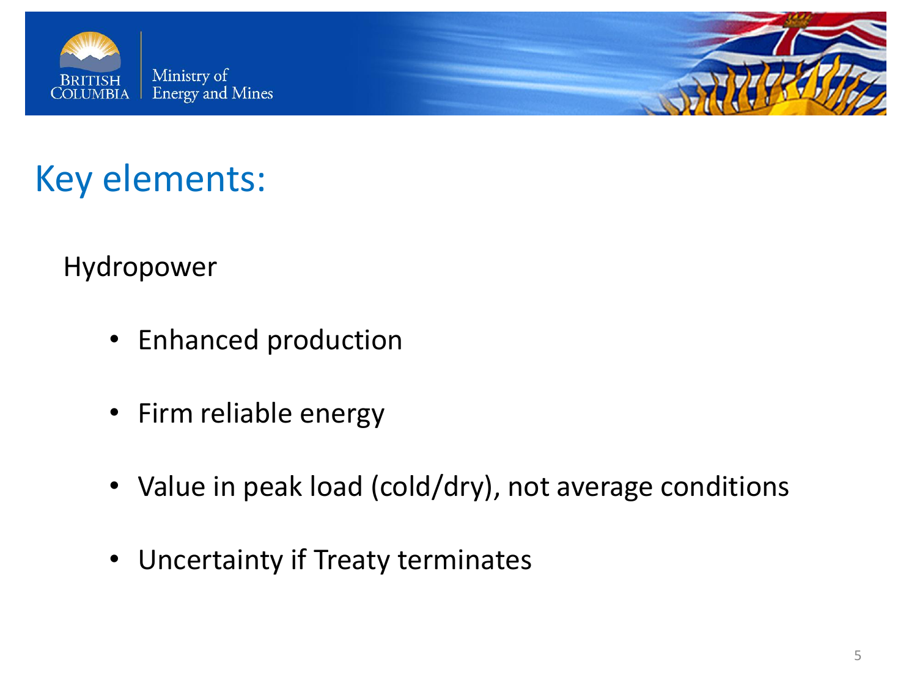# Key elements:

## Hydropower

- Enhanced production
- Firm reliable energy
- Value in peak load (cold/dry), not average conditions
- Uncertainty if Treaty terminates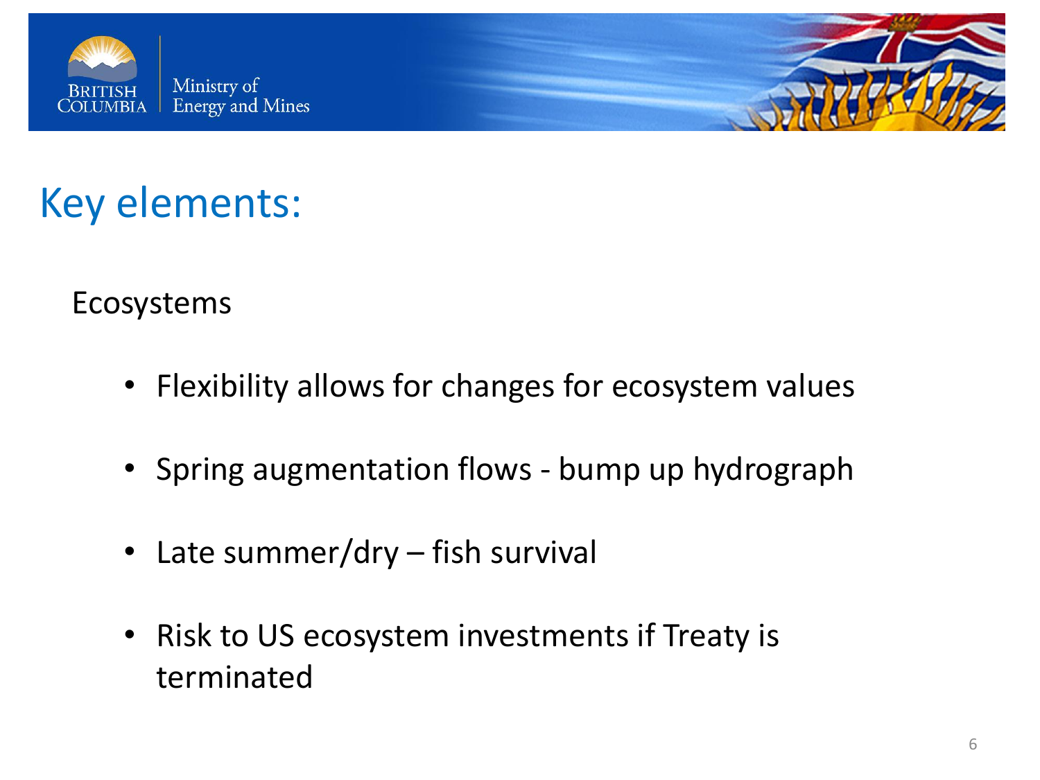# Key elements:

## Ecosystems

- Flexibility allows for changes for ecosystem values
- Spring augmentation flows - bump up hydrograph
- Late summer/dry – fish survival
- Risk to US ecosystem investments if Treaty is terminated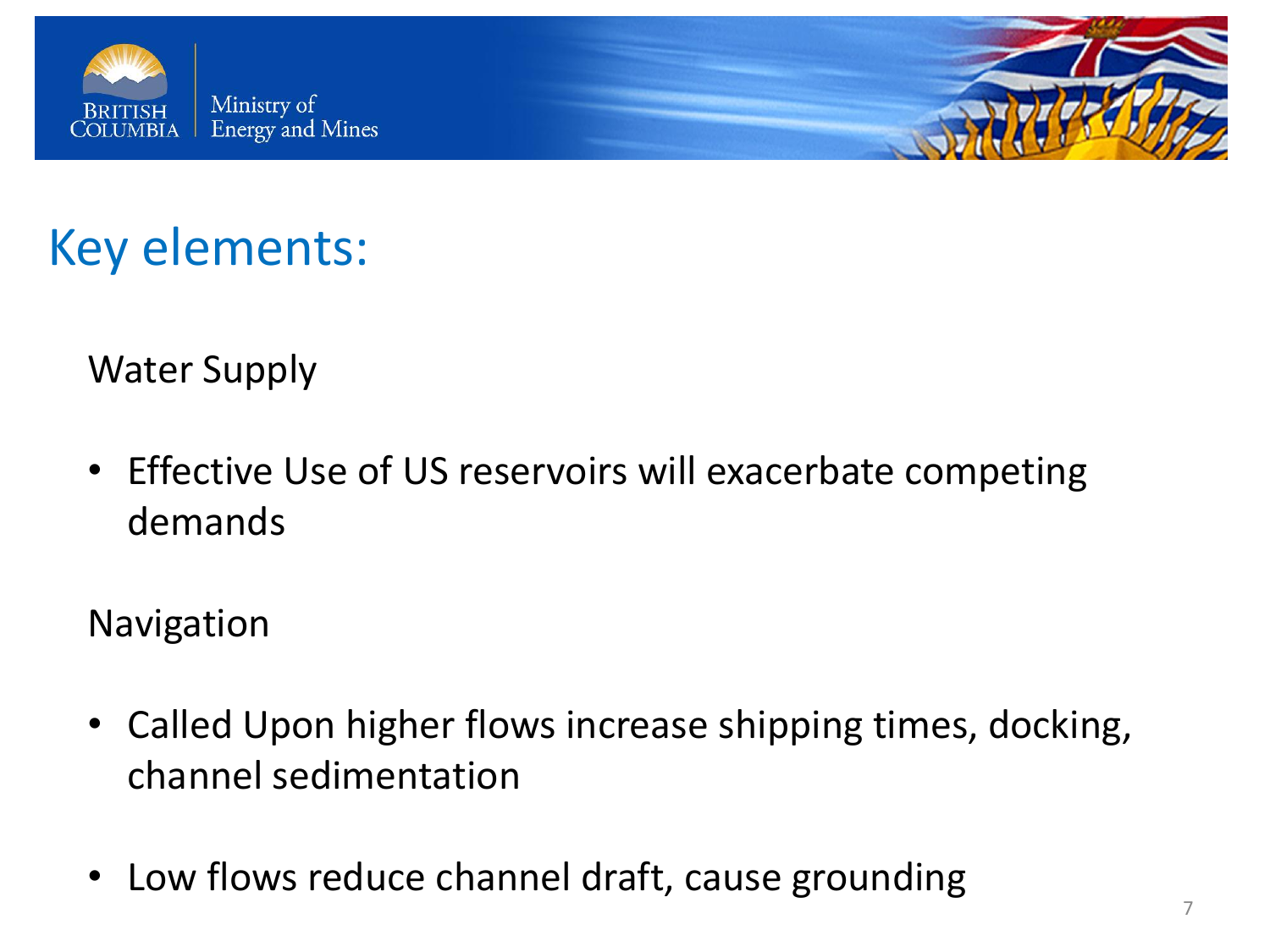# Key elements:

## Water Supply

- Effective Use of US reservoirs will exacerbate competing demands

## Navigation

- Called Upon higher flows increase shipping times, docking, channel sedimentation
- Low flows reduce channel draft, cause grounding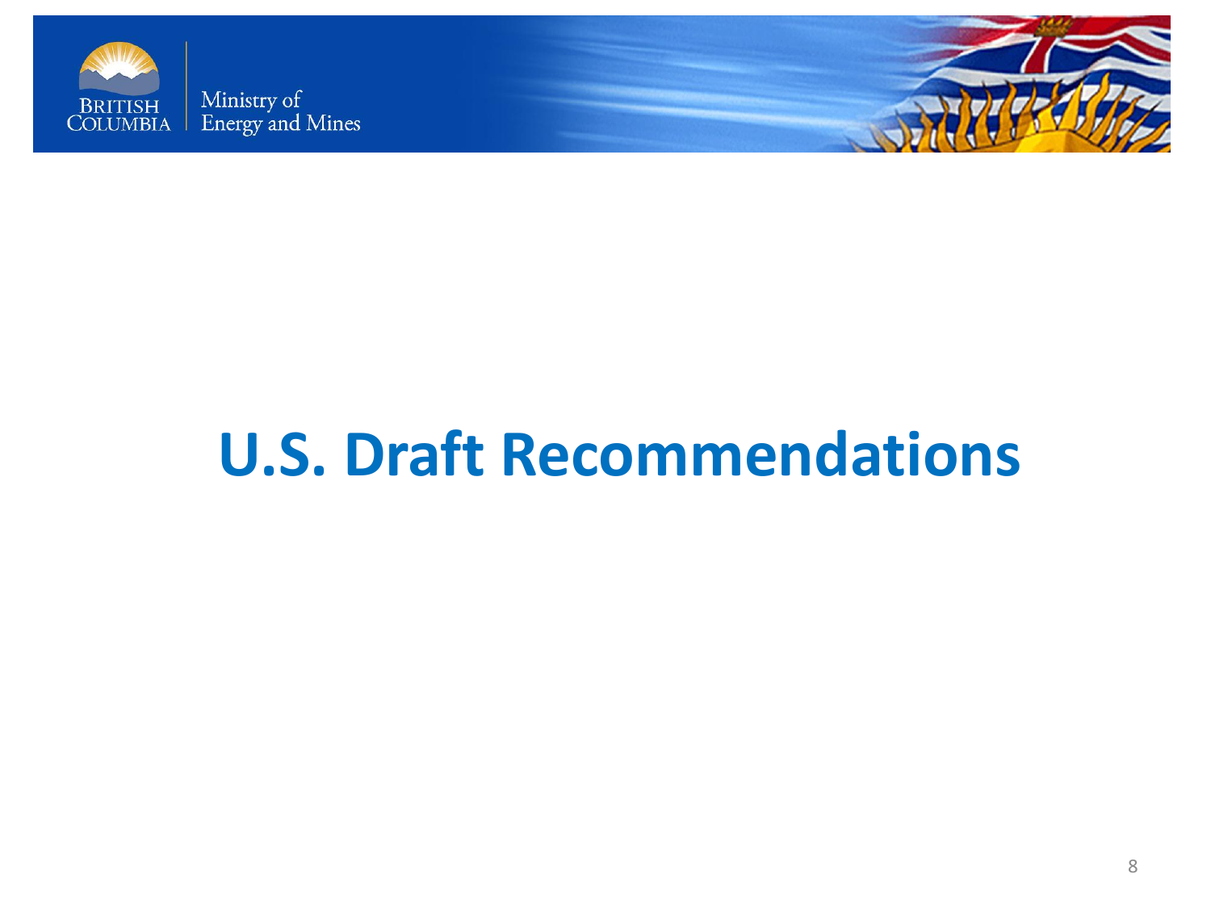# U.S. Draft Recommendations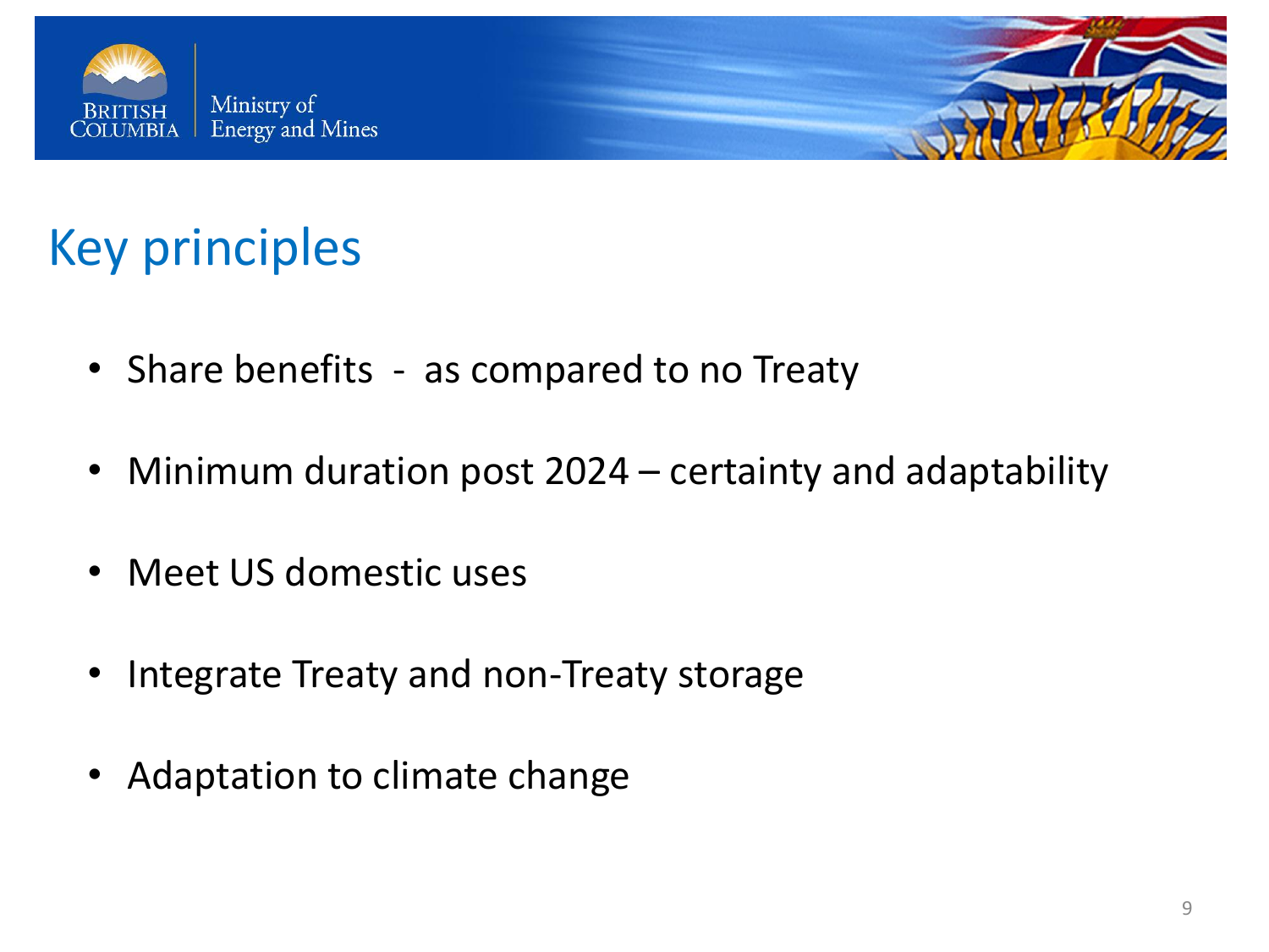# Key principles

- Share benefits - as compared to no Treaty
- Minimum duration post 2024 – certainty and adaptability
- Meet US domestic uses
- Integrate Treaty and non-Treaty storage
- Adaptation to climate change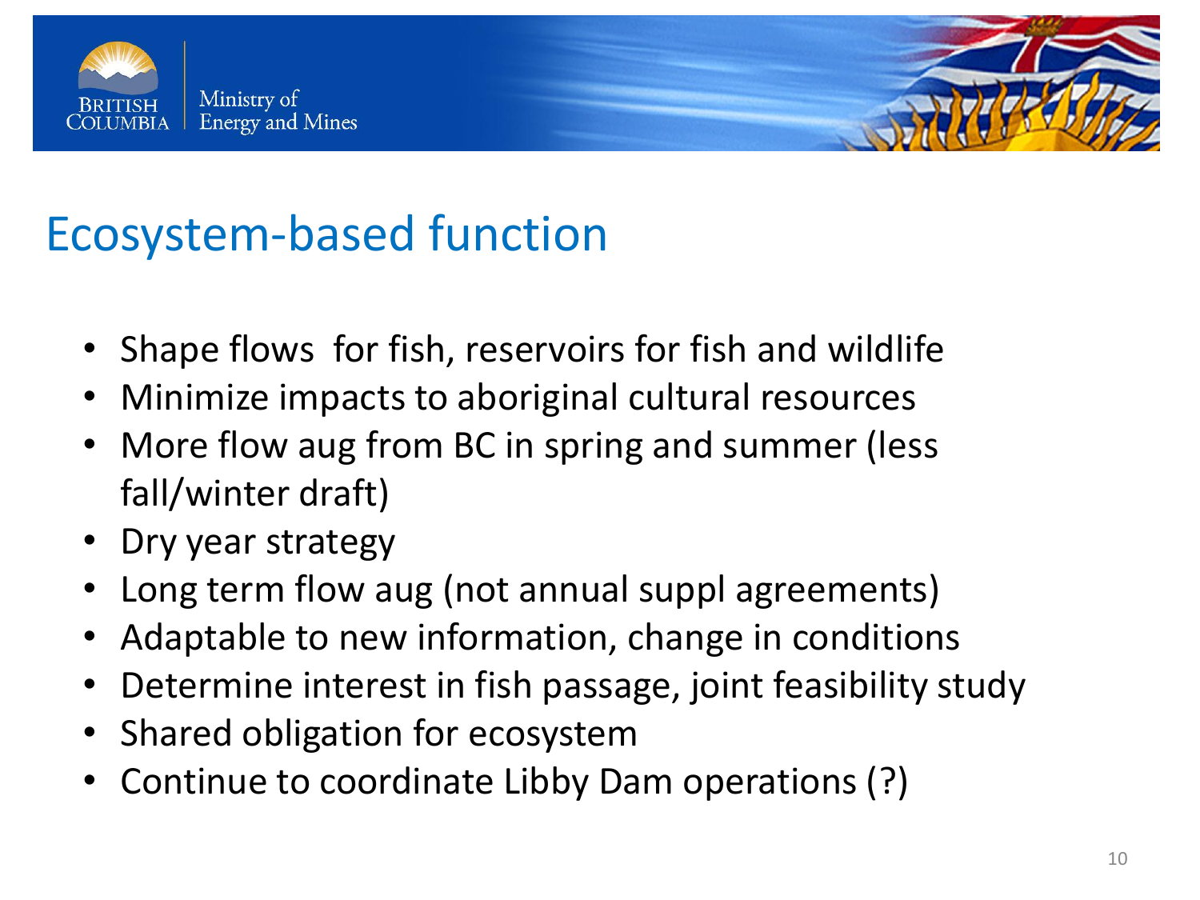# Ecosystem-based function

- Shape flows for fish, reservoirs for fish and wildlife
- Minimize impacts to aboriginal cultural resources
- More flow aug from BC in spring and summer (less fall/winter draft)
- Dry year strategy
- Long term flow aug (not annual suppl agreements)
- Adaptable to new information, change in conditions
- Determine interest in fish passage, joint feasibility study
- Shared obligation for ecosystem
- Continue to coordinate Libby Dam operations (?)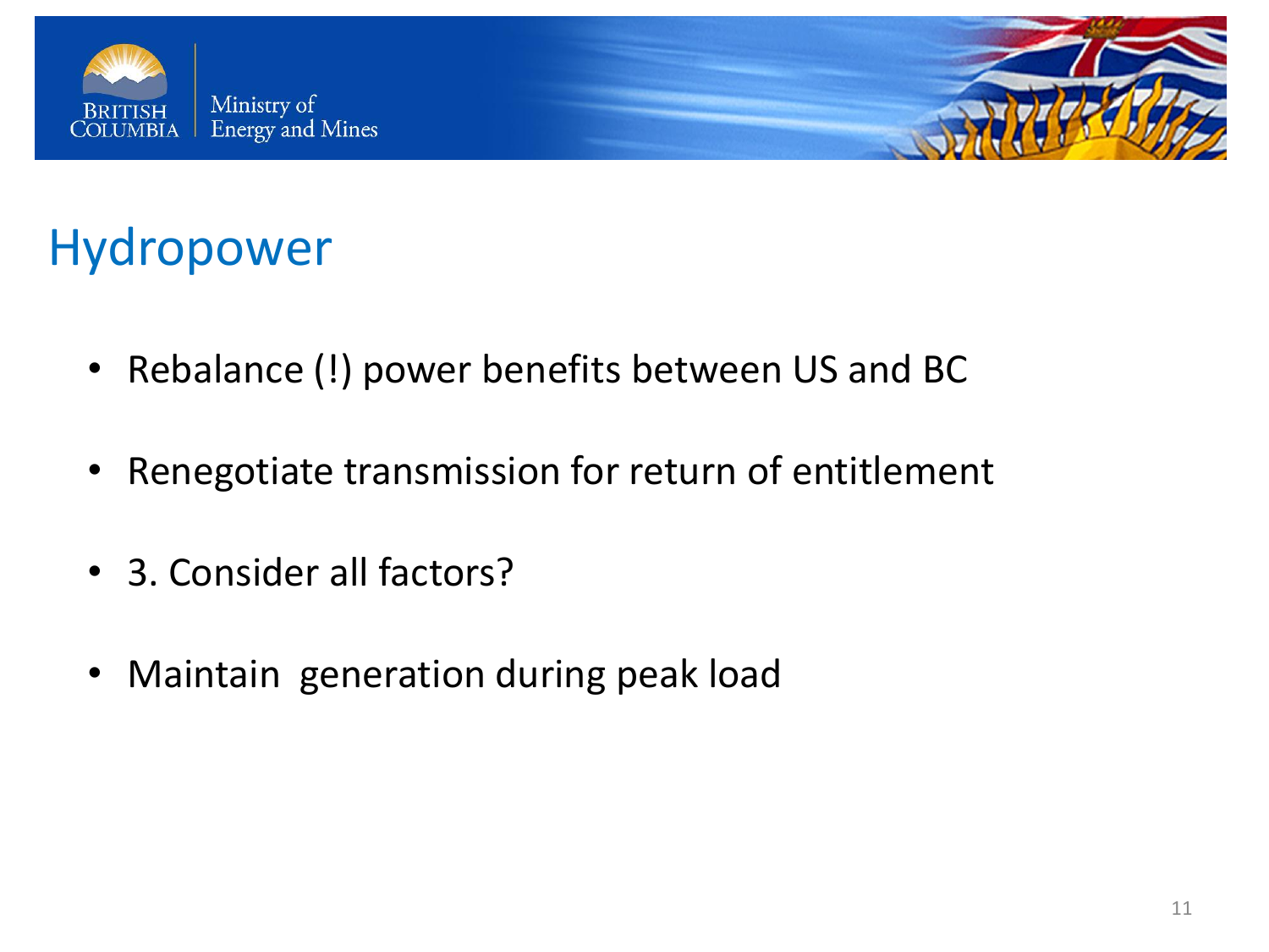# Hydropower

- Rebalance (!) power benefits between US and BC
- Renegotiate transmission for return of entitlement
- 3. Consider all factors?
- Maintain  generation during peak load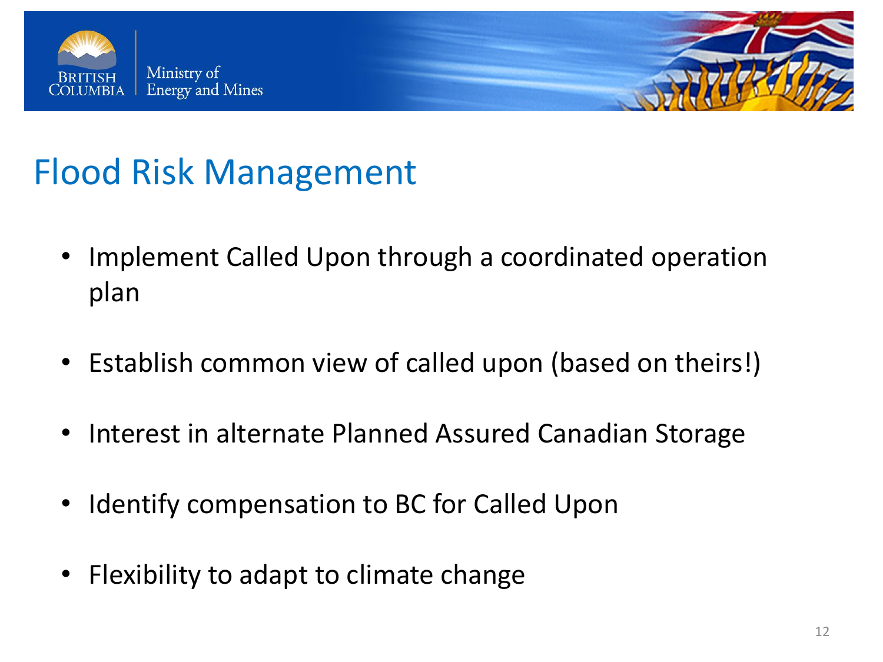# Flood Risk Management

- Implement Called Upon through a coordinated operation plan
- Establish common view of called upon (based on theirs!)
- Interest in alternate Planned Assured Canadian Storage
- Identify compensation to BC for Called Upon
- Flexibility to adapt to climate change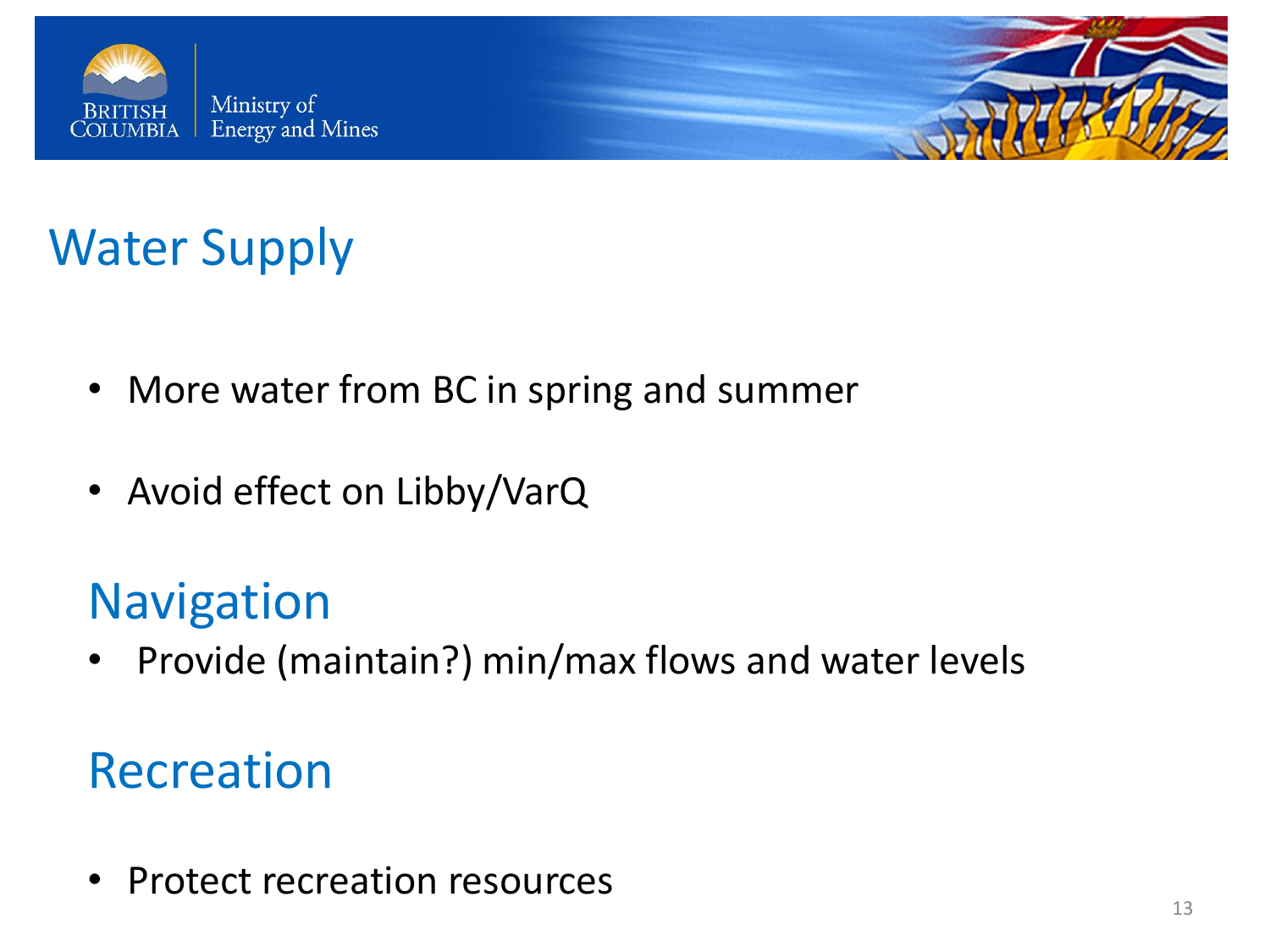## Water Supply

- More water from BC in spring and summer
- Avoid effect on Libby/VarQ

## Navigation

- Provide (maintain?) min/max flows and water levels

## Recreation

- Protect recreation resources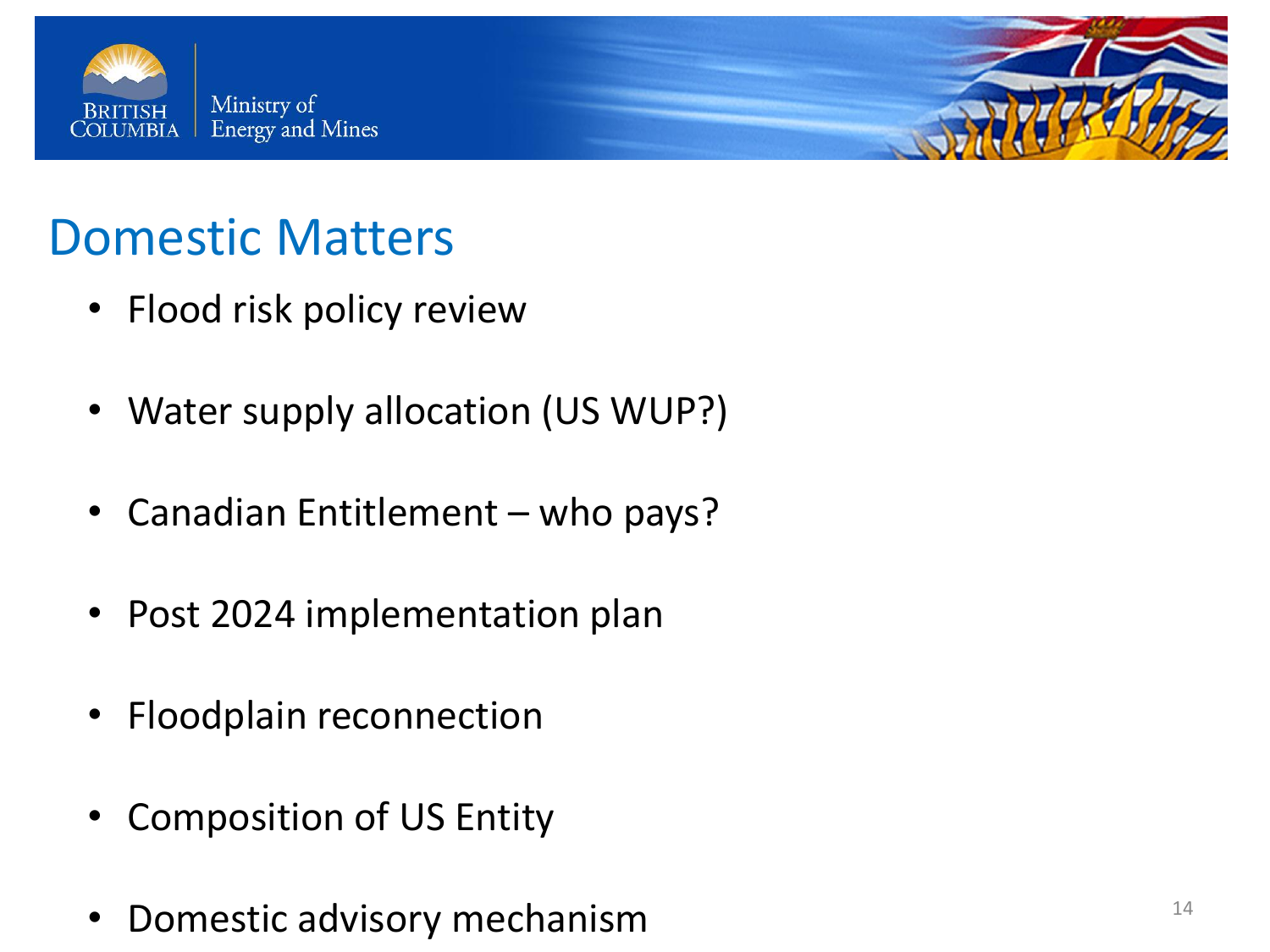# Domestic Matters

- Flood risk policy review
- Water supply allocation (US WUP?)
- Canadian Entitlement – who pays?
- Post 2024 implementation plan
- Floodplain reconnection
- Composition of US Entity
- Domestic advisory mechanism